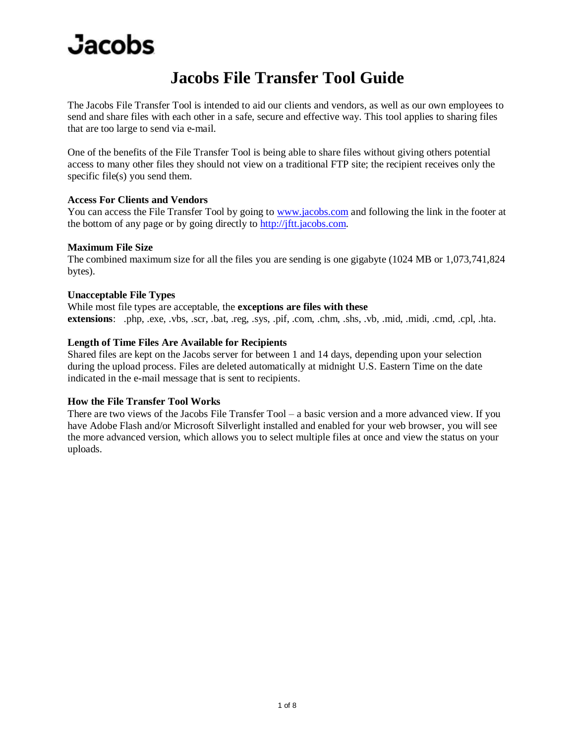Jacobs

# Jacobs File Transfer Tool Guide

The Jacobs File Transfer Tool is intended to aid our clients and vendors, as well as our own employees to send and share files with each other in a safe, secure and effective way. This tool applies to sharing files that are too large to send via e-mail.

One of the benefits of the File Transfer Tool is being able to share files without giving others potential access to many other files they should not view on a traditional FTP site; the recipient receives only the specific file(s) you send them.

**Access For Clients and Vendors**
You can access the File Transfer Tool by going to [www.jacobs.com](http://www.jacobs.com) and following the link in the footer at the bottom of any page or by going directly to [http://jftt.jacobs.com](http://jftt.jacobs.com).

**Maximum File Size**
The combined maximum size for all the files you are sending is one gigabyte (1024 MB or 1,073,741,824 bytes).

**Unacceptable File Types**
While most file types are acceptable, the **exceptions are files with these extensions**: .php, .exe, .vbs, .scr, .bat, .reg, .sys, .pif, .com, .chm, .shs, .vb, .mid, .midi, .cmd, .cpl, .hta.

**Length of Time Files Are Available for Recipients**
Shared files are kept on the Jacobs server for between 1 and 14 days, depending upon your selection during the upload process. Files are deleted automatically at midnight U.S. Eastern Time on the date indicated in the e-mail message that is sent to recipients.

**How the File Transfer Tool Works**
There are two views of the Jacobs File Transfer Tool – a basic version and a more advanced view. If you have Adobe Flash and/or Microsoft Silverlight installed and enabled for your web browser, you will see the more advanced version, which allows you to select multiple files at once and view the status on your uploads.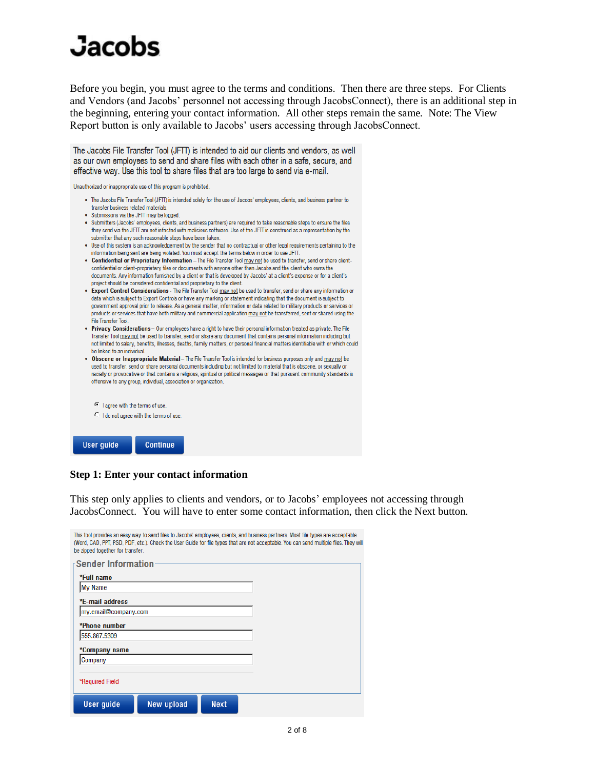# Jacobs

Before you begin, you must agree to the terms and conditions. Then there are three steps. For Clients and Vendors (and Jacobs' personnel not accessing through JacobsConnect), there is an additional step in the beginning, entering your contact information. All other steps remain the same. Note: The View Report button is only available to Jacobs' users accessing through JacobsConnect.

The Jacobs File Transfer Tool (JFTT) is intended to aid our clients and vendors, as well as our own employees to send and share files with each other in a safe, secure, and effective way. Use this tool to share files that are too large to send via e-mail.

Unauthorized or inappropriate use of this program is prohibited.

- The Jacobs File Transfer Tool (JFTT) is intended solely for the use of Jacobs' employees, clients, and business partner to transfer business related materials.
- Submissions via the JFTT may be logged.
- Submitters (Jacobs' employees, clients, and business partners) are required to take reasonable steps to ensure the files they send via the JFTT are not infected with malicious software. Use of the JFTT is construed as a representation by the submitter that any such reasonable steps have been taken.
- Use of this system is an acknowledgement by the sender that no contractual or other legal requirements pertaining to the information being sent are being violated. You must accept the terms below in order to use JFTT.
- **Confidential or Proprietary Information** – The File Transfer Tool may not be used to transfer, send or share client-confidential or client-proprietary files or documents with anyone other then Jacobs and the client who owns the documents. Any information furnished by a client or that is developed by Jacobs' at a client's expense or for a client's project should be considered confidential and proprietary to the client.
- **Export Control Considerations** - The File Transfer Tool may not be used to transfer, send or share any information or data which is subject to Export Controls or have any marking or statement indicating that the document is subject to government approval prior to release. As a general matter, information or data related to military products or services or products or services that have both military and commercial application may not be transferred, sent or shared using the File Transfer Tool.
- **Privacy Considerations** – Our employees have a right to have their personal information treated as private. The File Transfer Tool may not be used to transfer, send or share any document that contains personal information including but not limited to salary, benefits, illnesses, deaths, family matters, or personal financial matters identifiable with or which could be linked to an individual.
- **Obscene or Inappropriate Material** – The File Transfer Tool is intended for business purposes only and may not be used to transfer, send or share personal documents including but not limited to material that is obscene, or sexually or racially or provocative or that contains a religious, spiritual or political messages or that pursuant community standards is offensive to any group, individual, association or organization.

(•) I agree with the terms of use.
( ) I do not agree with the terms of use.

[User guide] [Continue]

**Step 1: Enter your contact information**

This step only applies to clients and vendors, or to Jacobs' employees not accessing through JacobsConnect. You will have to enter some contact information, then click the Next button.

This tool provides an easy way to send files to Jacobs' employees, clients, and business partners. Most file types are acceptable (Word, CAD, PPT, PSD, PDF, etc.). Check the User Guide for file types that are not acceptable. You can send multiple files. They will be zipped together for transfer.

**Sender Information**

*Full name
My Name

*E-mail address
my.email@company.com

*Phone number
555.867.5309

*Company name
Company

*Required Field

[User guide] [New upload] [Next]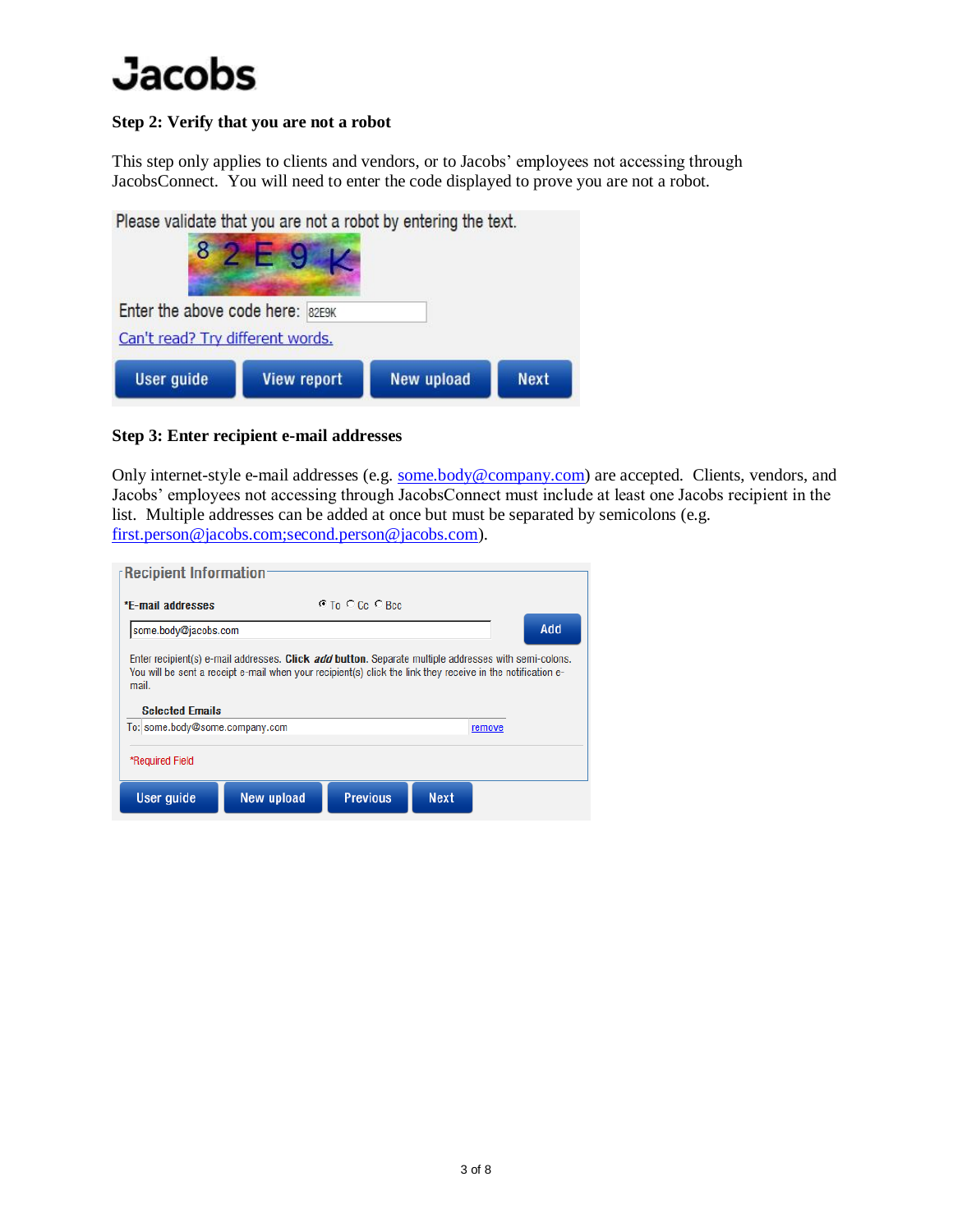## Step 2: Verify that you are not a robot

This step only applies to clients and vendors, or to Jacobs' employees not accessing through JacobsConnect. You will need to enter the code displayed to prove you are not a robot.

Please validate that you are not a robot by entering the text.

Enter the above code here: 82E9K

Can't read? Try different words.

User guide | View report | New upload | Next

## Step 3: Enter recipient e-mail addresses

Only internet-style e-mail addresses (e.g. some.body@company.com) are accepted. Clients, vendors, and Jacobs' employees not accessing through JacobsConnect must include at least one Jacobs recipient in the list. Multiple addresses can be added at once but must be separated by semicolons (e.g. first.person@jacobs.com;second.person@jacobs.com).

**Recipient Information**

*E-mail addresses — To / Cc / Bcc

some.body@jacobs.com — Add

Enter recipient(s) e-mail addresses. **Click *add* button.** Separate multiple addresses with semi-colons. You will be sent a receipt e-mail when your recipient(s) click the link they receive in the notification e-mail.

**Selected Emails**

To: some.body@some.company.com — remove

*Required Field

User guide | New upload | Previous | Next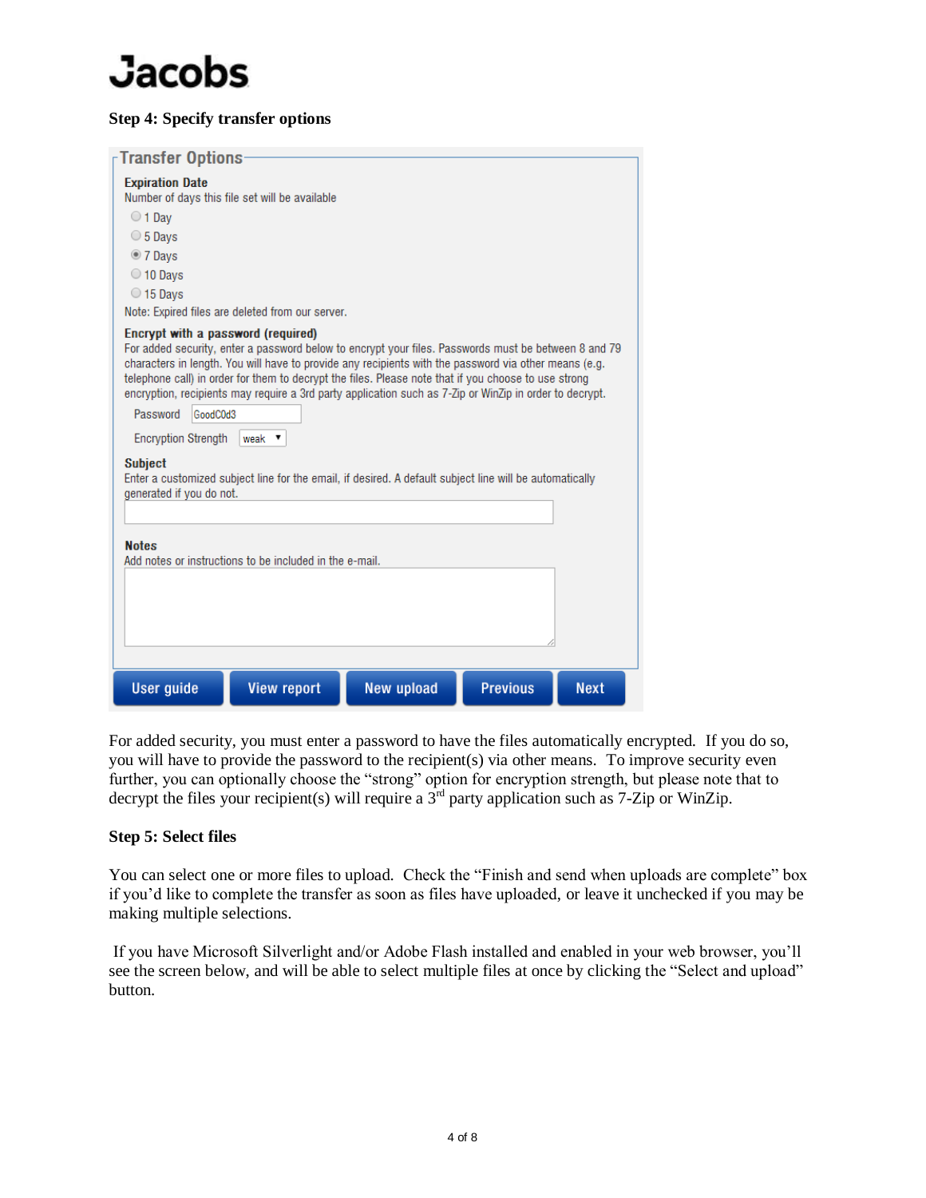**Jacobs**

**Step 4: Specify transfer options**

**Transfer Options**

**Expiration Date**
Number of days this file set will be available

- 1 Day
- 5 Days
- 7 Days
- 10 Days
- 15 Days

Note: Expired files are deleted from our server.

**Encrypt with a password (required)**
For added security, enter a password below to encrypt your files. Passwords must be between 8 and 79 characters in length. You will have to provide any recipients with the password via other means (e.g. telephone call) in order for them to decrypt the files. Please note that if you choose to use strong encryption, recipients may require a 3rd party application such as 7-Zip or WinZip in order to decrypt.

Password: GoodC0d3

Encryption Strength: weak

**Subject**
Enter a customized subject line for the email, if desired. A default subject line will be automatically generated if you do not.

**Notes**
Add notes or instructions to be included in the e-mail.

User guide | View report | New upload | Previous | Next

For added security, you must enter a password to have the files automatically encrypted. If you do so, you will have to provide the password to the recipient(s) via other means. To improve security even further, you can optionally choose the "strong" option for encryption strength, but please note that to decrypt the files your recipient(s) will require a 3rd party application such as 7-Zip or WinZip.

**Step 5: Select files**

You can select one or more files to upload. Check the "Finish and send when uploads are complete" box if you'd like to complete the transfer as soon as files have uploaded, or leave it unchecked if you may be making multiple selections.

If you have Microsoft Silverlight and/or Adobe Flash installed and enabled in your web browser, you'll see the screen below, and will be able to select multiple files at once by clicking the "Select and upload" button.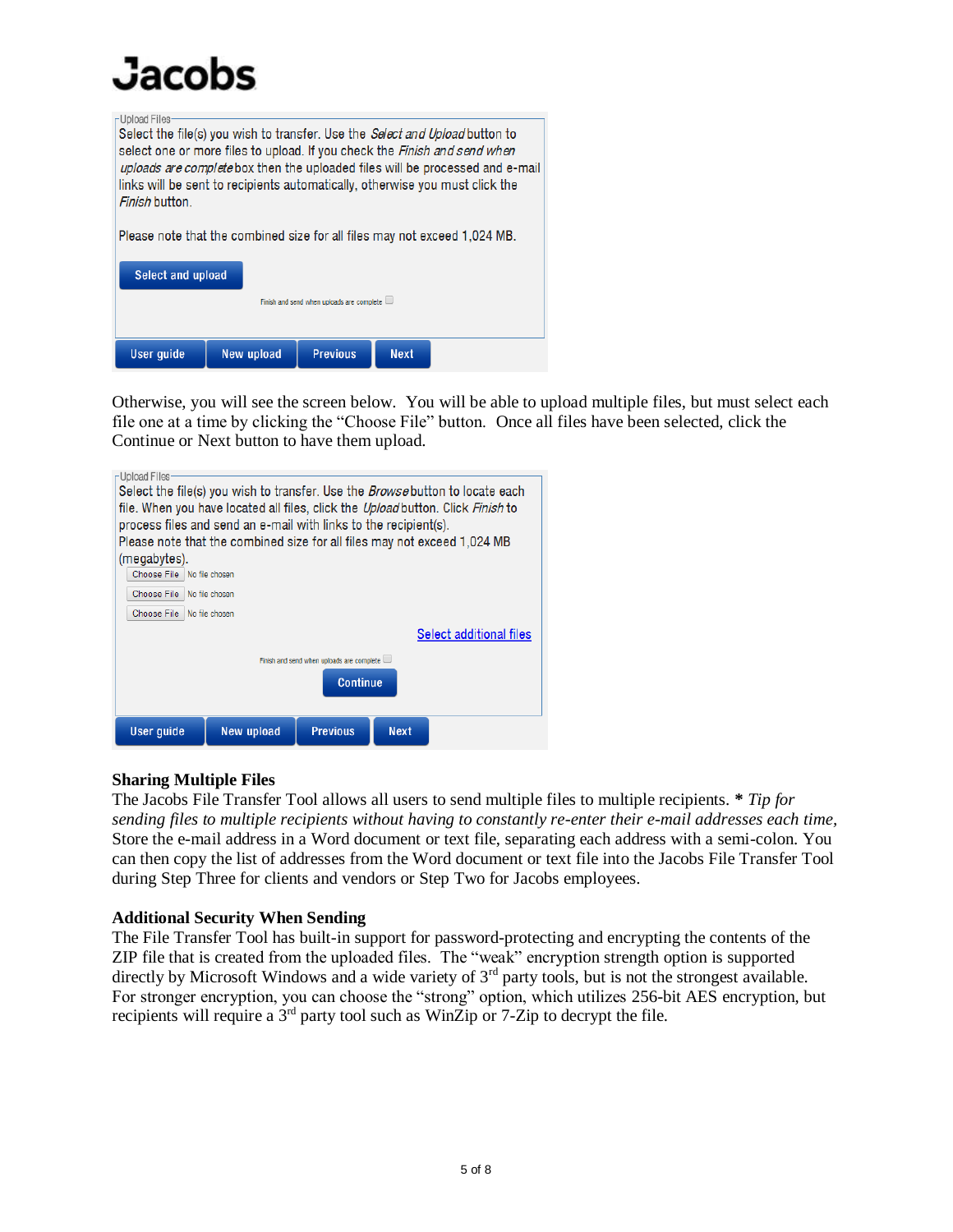Upload Files

Select the file(s) you wish to transfer. Use the *Select and Upload* button to select one or more files to upload. If you check the *Finish and send when uploads are complete* box then the uploaded files will be processed and e-mail links will be sent to recipients automatically, otherwise you must click the *Finish* button.

Please note that the combined size for all files may not exceed 1,024 MB.

Select and upload

Finish and send when uploads are complete

User guide | New upload | Previous | Next

Otherwise, you will see the screen below. You will be able to upload multiple files, but must select each file one at a time by clicking the "Choose File" button. Once all files have been selected, click the Continue or Next button to have them upload.

Upload Files

Select the file(s) you wish to transfer. Use the *Browse* button to locate each file. When you have located all files, click the *Upload* button. Click *Finish* to process files and send an e-mail with links to the recipient(s).
Please note that the combined size for all files may not exceed 1,024 MB (megabytes).

Choose File No file chosen
Choose File No file chosen
Choose File No file chosen

Select additional files

Finish and send when uploads are complete

Continue

User guide | New upload | Previous | Next

### Sharing Multiple Files

The Jacobs File Transfer Tool allows all users to send multiple files to multiple recipients. * *Tip for sending files to multiple recipients without having to constantly re-enter their e-mail addresses each time,* Store the e-mail address in a Word document or text file, separating each address with a semi-colon. You can then copy the list of addresses from the Word document or text file into the Jacobs File Transfer Tool during Step Three for clients and vendors or Step Two for Jacobs employees.

### Additional Security When Sending

The File Transfer Tool has built-in support for password-protecting and encrypting the contents of the ZIP file that is created from the uploaded files. The "weak" encryption strength option is supported directly by Microsoft Windows and a wide variety of 3rd party tools, but is not the strongest available. For stronger encryption, you can choose the "strong" option, which utilizes 256-bit AES encryption, but recipients will require a 3rd party tool such as WinZip or 7-Zip to decrypt the file.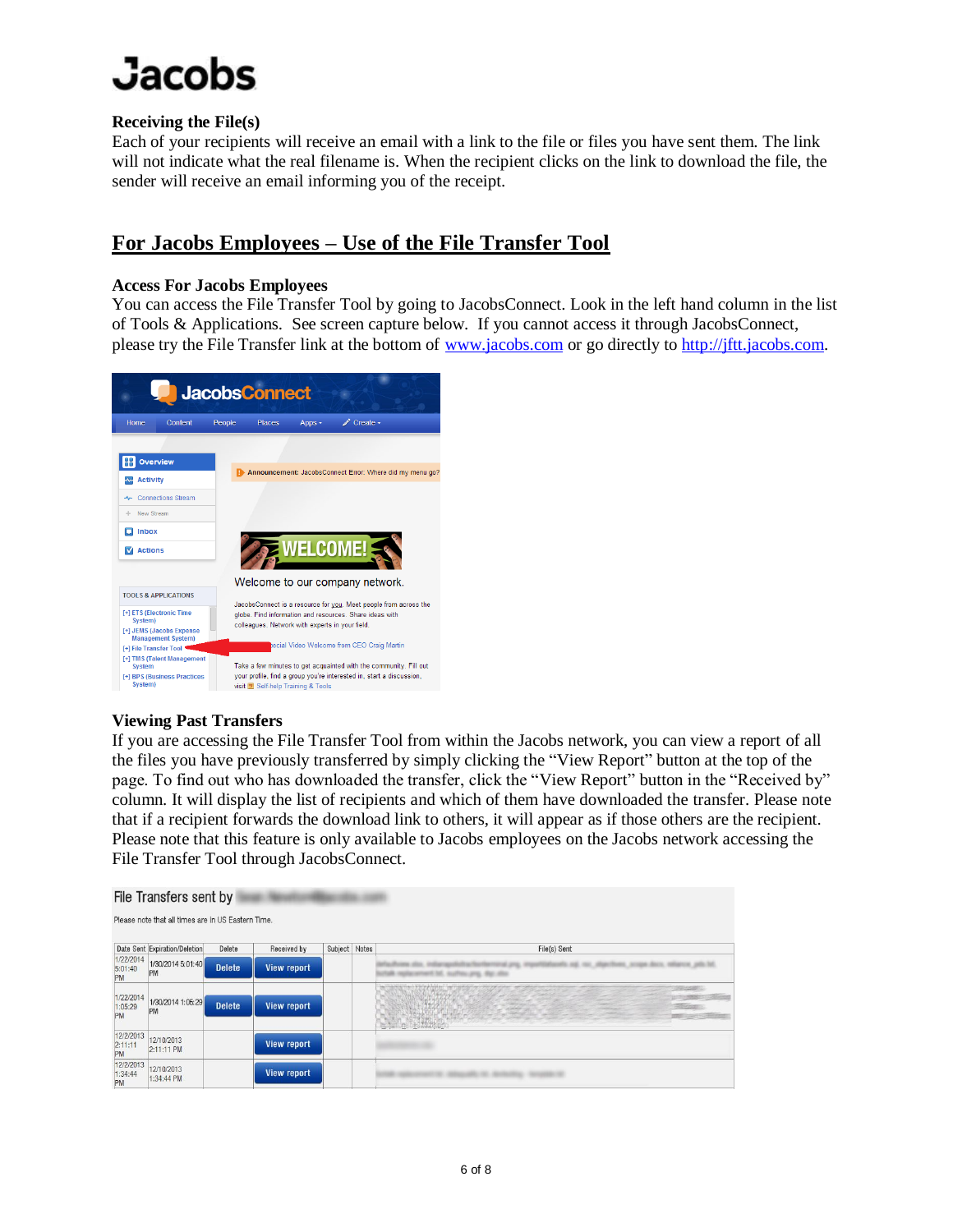**Receiving the File(s)**

Each of your recipients will receive an email with a link to the file or files you have sent them. The link will not indicate what the real filename is. When the recipient clicks on the link to download the file, the sender will receive an email informing you of the receipt.

## For Jacobs Employees – Use of the File Transfer Tool

**Access For Jacobs Employees**

You can access the File Transfer Tool by going to JacobsConnect. Look in the left hand column in the list of Tools & Applications. See screen capture below. If you cannot access it through JacobsConnect, please try the File Transfer link at the bottom of [www.jacobs.com](www.jacobs.com) or go directly to [http://jftt.jacobs.com](http://jftt.jacobs.com).

**Viewing Past Transfers**

If you are accessing the File Transfer Tool from within the Jacobs network, you can view a report of all the files you have previously transferred by simply clicking the "View Report" button at the top of the page. To find out who has downloaded the transfer, click the "View Report" button in the "Received by" column. It will display the list of recipients and which of them have downloaded the transfer. Please note that if a recipient forwards the download link to others, it will appear as if those others are the recipient. Please note that this feature is only available to Jacobs employees on the Jacobs network accessing the File Transfer Tool through JacobsConnect.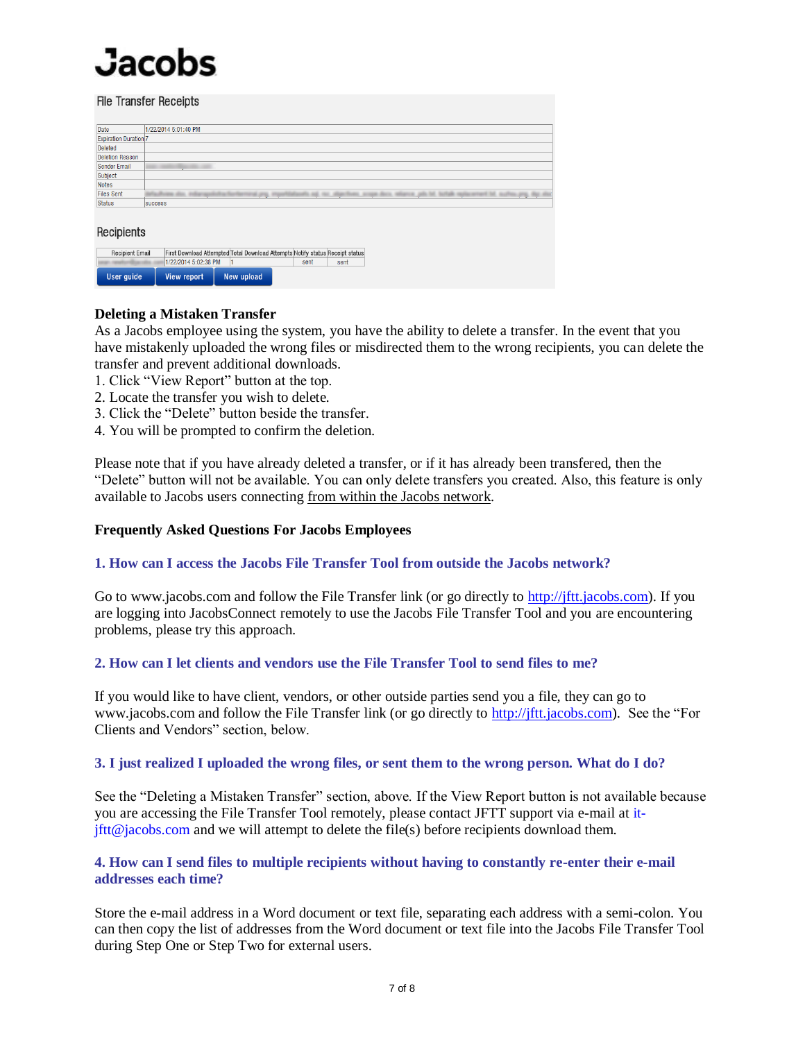# Jacobs

### File Transfer Receipts

| | |
|---|---|
| Date | 1/22/2014 5:01:40 PM |
| Expiration Duration | 7 |
| Deleted | |
| Deletion Reason | |
| Sender Email | |
| Subject | |
| Notes | |
| Files Sent | |
| Status | success |

### Recipients

| Recipient Email | First Download Attempted | Total Download Attempts | Notify status | Receipt status |
|---|---|---|---|---|
| | 1/22/2014 5:02:38 PM | 1 | sent | sent |

User guide | View report | New upload

**Deleting a Mistaken Transfer**

As a Jacobs employee using the system, you have the ability to delete a transfer. In the event that you have mistakenly uploaded the wrong files or misdirected them to the wrong recipients, you can delete the transfer and prevent additional downloads.

1. Click "View Report" button at the top.
2. Locate the transfer you wish to delete.
3. Click the "Delete" button beside the transfer.
4. You will be prompted to confirm the deletion.

Please note that if you have already deleted a transfer, or if it has already been transfered, then the "Delete" button will not be available. You can only delete transfers you created. Also, this feature is only available to Jacobs users connecting from within the Jacobs network.

**Frequently Asked Questions For Jacobs Employees**

**1. How can I access the Jacobs File Transfer Tool from outside the Jacobs network?**

Go to www.jacobs.com and follow the File Transfer link (or go directly to http://jftt.jacobs.com). If you are logging into JacobsConnect remotely to use the Jacobs File Transfer Tool and you are encountering problems, please try this approach.

**2. How can I let clients and vendors use the File Transfer Tool to send files to me?**

If you would like to have client, vendors, or other outside parties send you a file, they can go to www.jacobs.com and follow the File Transfer link (or go directly to http://jftt.jacobs.com). See the "For Clients and Vendors" section, below.

**3. I just realized I uploaded the wrong files, or sent them to the wrong person. What do I do?**

See the "Deleting a Mistaken Transfer" section, above. If the View Report button is not available because you are accessing the File Transfer Tool remotely, please contact JFTT support via e-mail at it-jftt@jacobs.com and we will attempt to delete the file(s) before recipients download them.

**4. How can I send files to multiple recipients without having to constantly re-enter their e-mail addresses each time?**

Store the e-mail address in a Word document or text file, separating each address with a semi-colon. You can then copy the list of addresses from the Word document or text file into the Jacobs File Transfer Tool during Step One or Step Two for external users.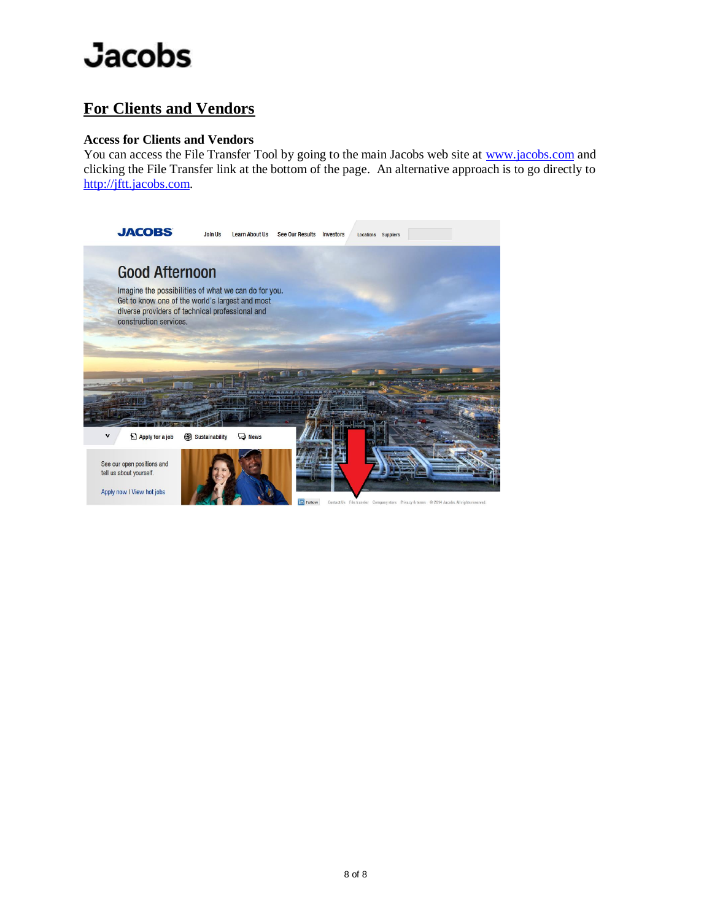## For Clients and Vendors

**Access for Clients and Vendors**

You can access the File Transfer Tool by going to the main Jacobs web site at [www.jacobs.com](http://www.jacobs.com) and clicking the File Transfer link at the bottom of the page. An alternative approach is to go directly to [http://jftt.jacobs.com](http://jftt.jacobs.com).